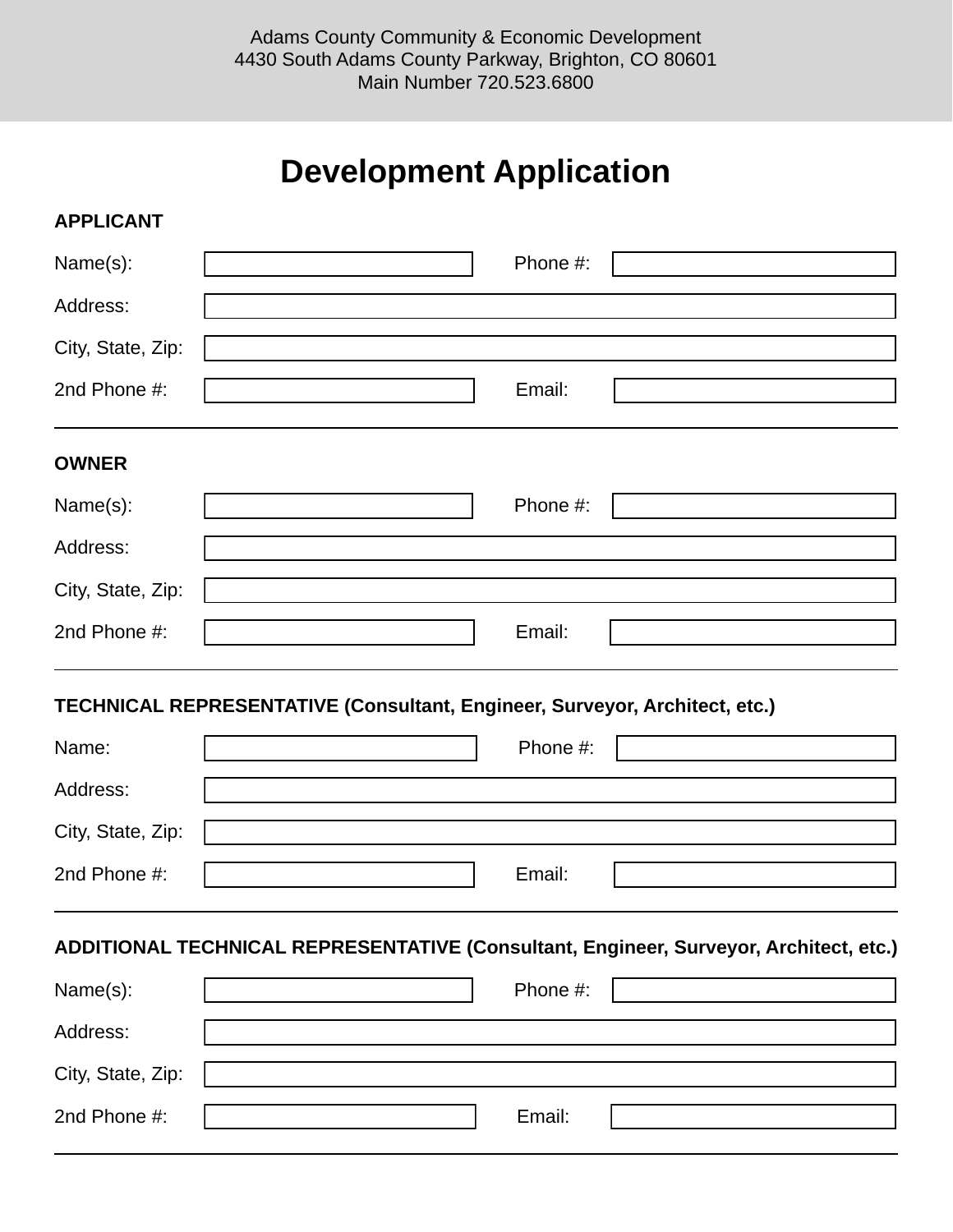Adams County Community & Economic Development
4430 South Adams County Parkway, Brighton, CO 80601
Main Number 720.523.6800

# Development Application

**APPLICANT**

Name(s): ____________________ Phone #: ____________________

Address: ____________________

City, State, Zip: ____________________

2nd Phone #: ____________________ Email: ____________________

---

**OWNER**

Name(s): ____________________ Phone #: ____________________

Address: ____________________

City, State, Zip: ____________________

2nd Phone #: ____________________ Email: ____________________

---

**TECHNICAL REPRESENTATIVE (Consultant, Engineer, Surveyor, Architect, etc.)**

Name: ____________________ Phone #: ____________________

Address: ____________________

City, State, Zip: ____________________

2nd Phone #: ____________________ Email: ____________________

---

**ADDITIONAL TECHNICAL REPRESENTATIVE (Consultant, Engineer, Surveyor, Architect, etc.)**

Name(s): ____________________ Phone #: ____________________

Address: ____________________

City, State, Zip: ____________________

2nd Phone #: ____________________ Email: ____________________

---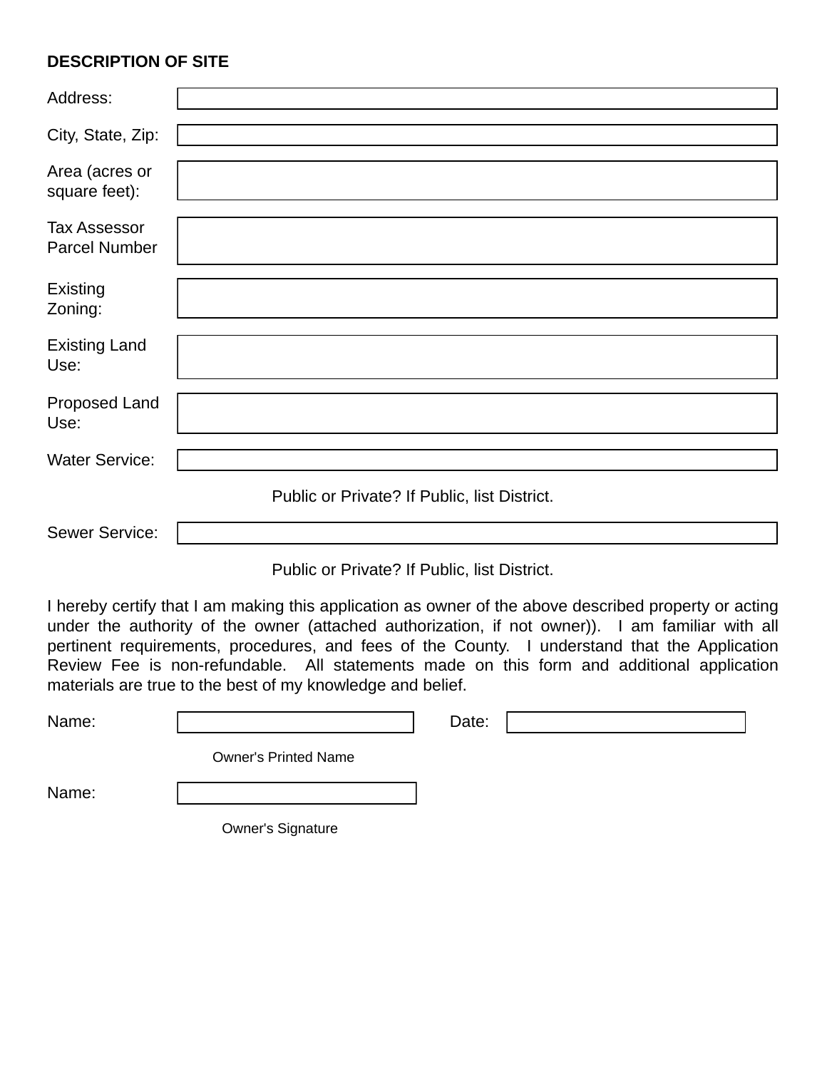**DESCRIPTION OF SITE**

Address:

City, State, Zip:

Area (acres or square feet):

Tax Assessor Parcel Number

Existing Zoning:

Existing Land Use:

Proposed Land Use:

Water Service:

Public or Private? If Public, list District.

Sewer Service:

Public or Private? If Public, list District.

I hereby certify that I am making this application as owner of the above described property or acting under the authority of the owner (attached authorization, if not owner)). I am familiar with all pertinent requirements, procedures, and fees of the County. I understand that the Application Review Fee is non-refundable. All statements made on this form and additional application materials are true to the best of my knowledge and belief.

Name: Date:

Owner's Printed Name

Name:

Owner's Signature